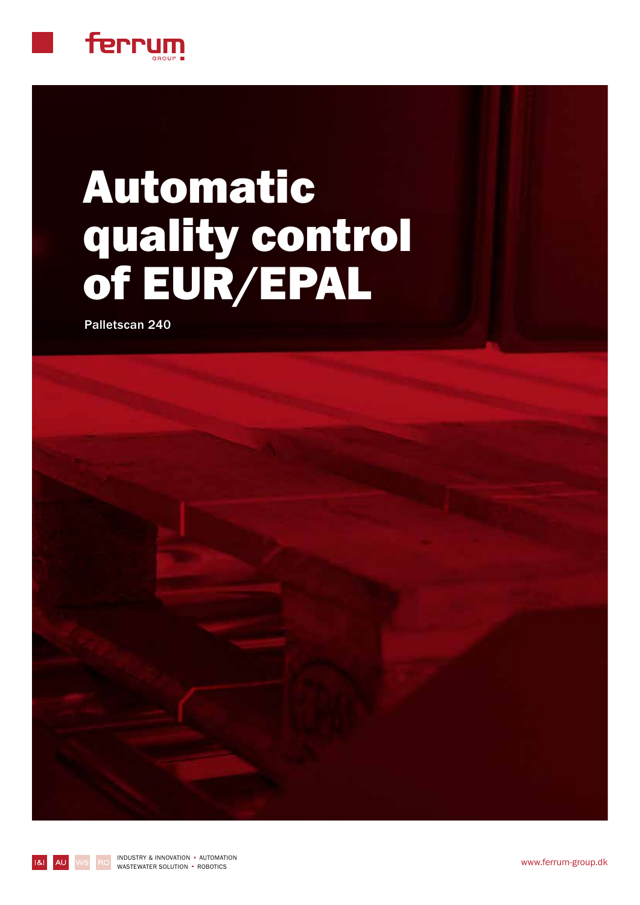ferrum GROUP

# Automatic quality control of EUR/EPAL

Palletscan 240

I&I AU WS RO INDUSTRY & INNOVATION • AUTOMATION WASTEWATER SOLUTION • ROBOTICS

www.ferrum-group.dk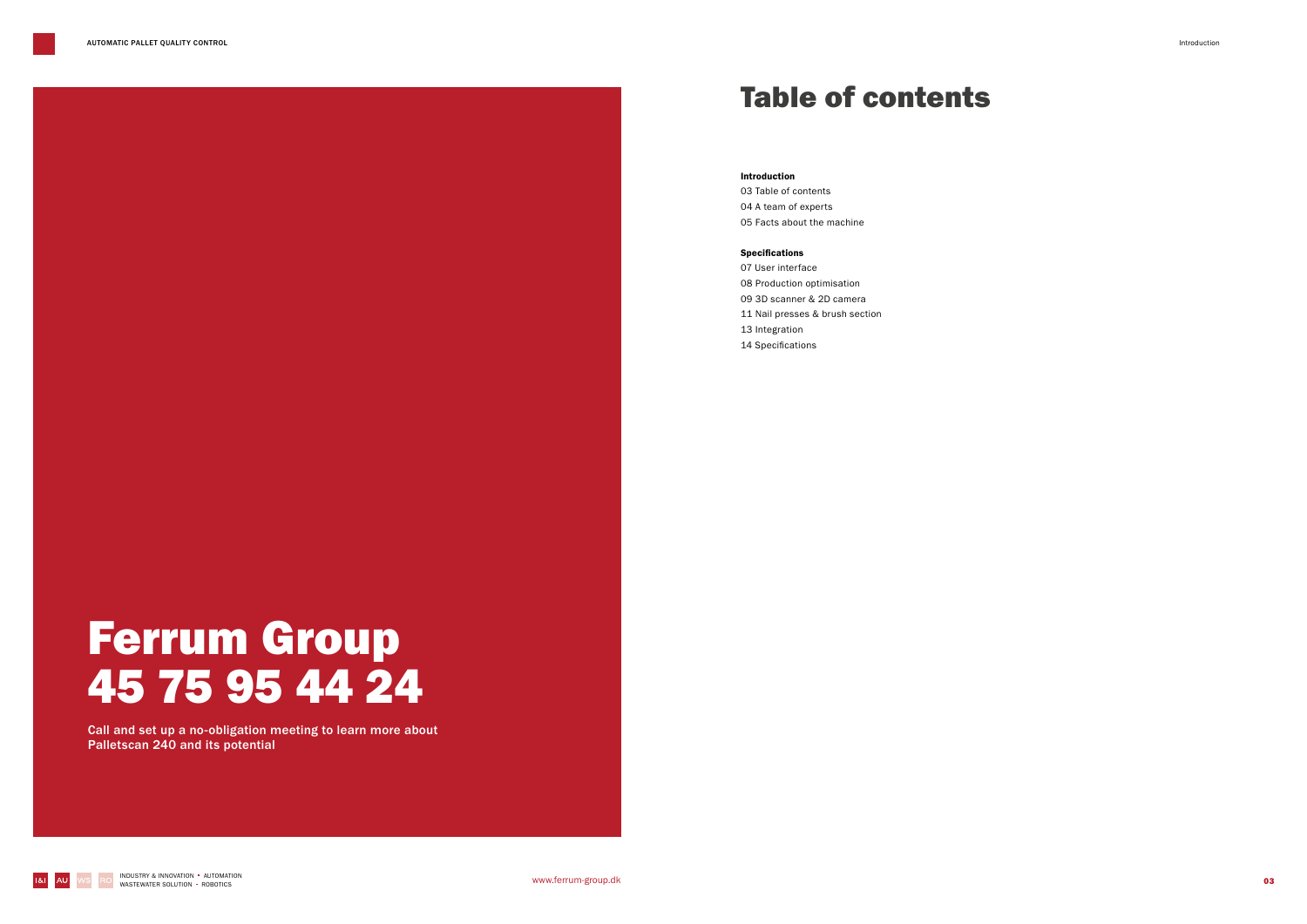# Ferrum Group 45 75 95 44 24

Call and set up a no-obligation meeting to learn more about Palletscan 240 and its potential

# Table of contents

**Introduction**

03 Table of contents
04 A team of experts
05 Facts about the machine

**Specifications**

07 User interface
08 Production optimisation
09 3D scanner & 2D camera
11 Nail presses & brush section
13 Integration
14 Specifications

www.ferrum-group.dk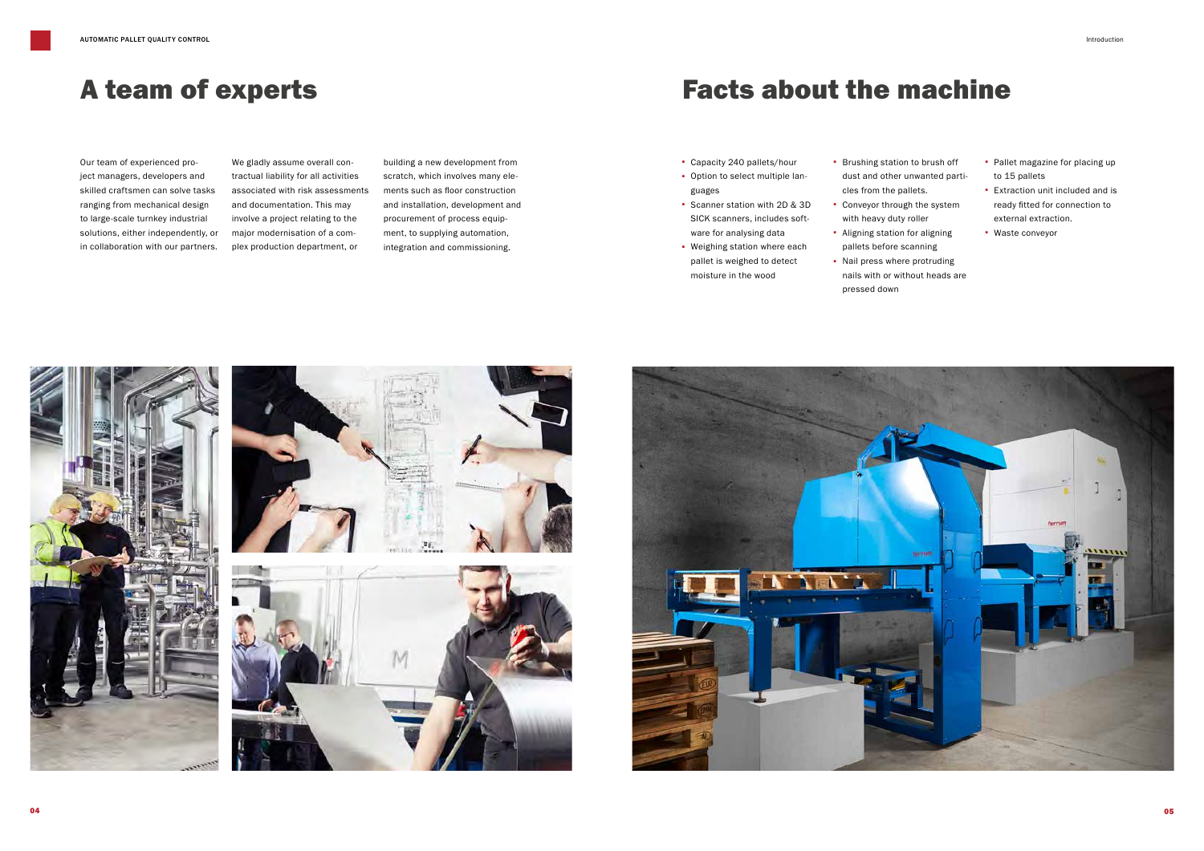# A team of experts

Our team of experienced project managers, developers and skilled craftsmen can solve tasks ranging from mechanical design to large-scale turnkey industrial solutions, either independently, or in collaboration with our partners.

We gladly assume overall contractual liability for all activities associated with risk assessments and documentation. This may involve a project relating to the major modernisation of a complex production department, or building a new development from scratch, which involves many elements such as floor construction and installation, development and procurement of process equipment, to supplying automation, integration and commissioning.

# Facts about the machine

- Capacity 240 pallets/hour
- Option to select multiple languages
- Scanner station with 2D & 3D SICK scanners, includes software for analysing data
- Weighing station where each pallet is weighed to detect moisture in the wood
- Brushing station to brush off dust and other unwanted particles from the pallets.
- Conveyor through the system with heavy duty roller
- Aligning station for aligning pallets before scanning
- Nail press where protruding nails with or without heads are pressed down
- Pallet magazine for placing up to 15 pallets
- Extraction unit included and is ready fitted for connection to external extraction.
- Waste conveyor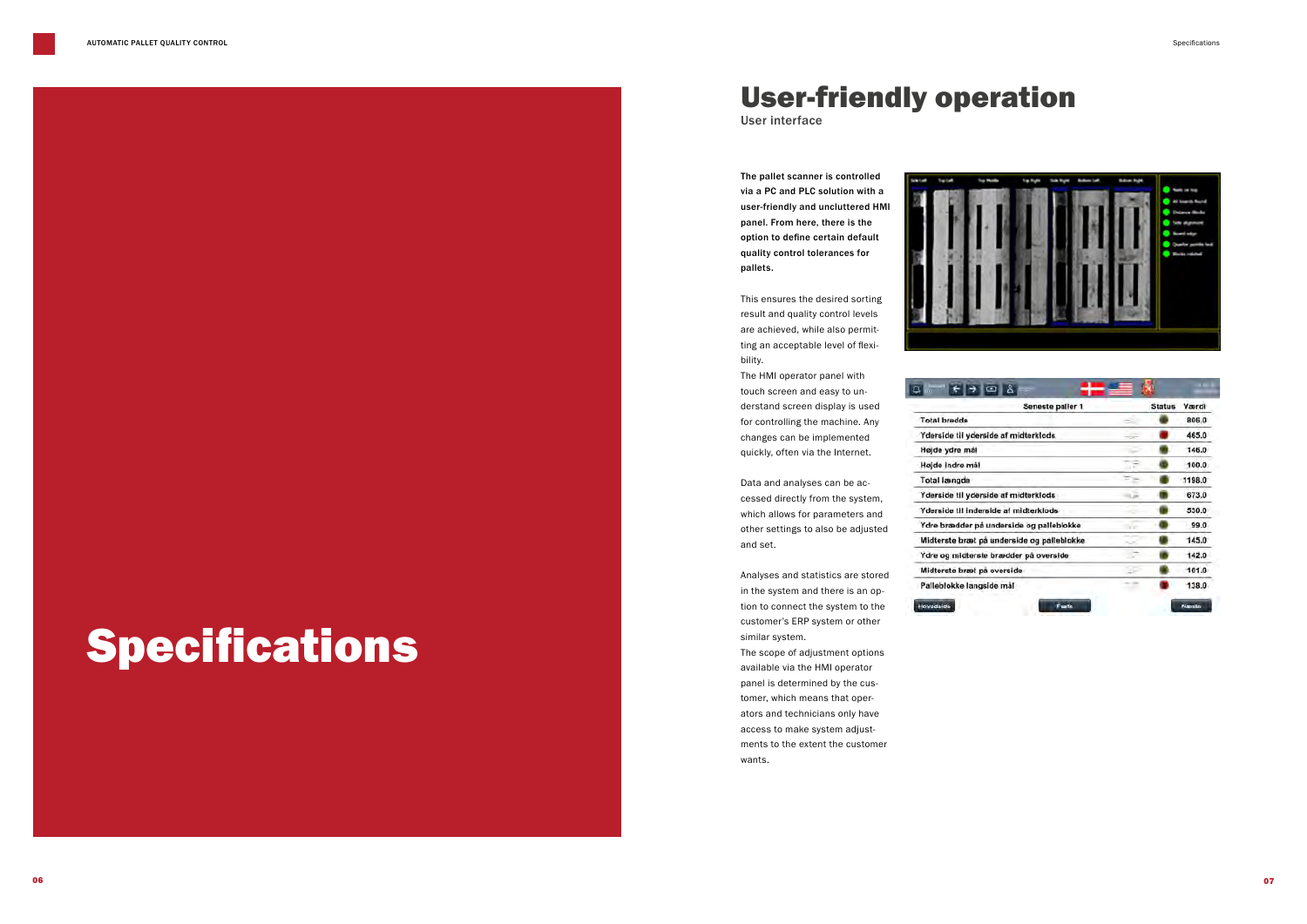# Specifications

## User-friendly operation

User interface

**The pallet scanner is controlled via a PC and PLC solution with a user-friendly and uncluttered HMI panel. From here, there is the option to define certain default quality control tolerances for pallets.**

This ensures the desired sorting result and quality control levels are achieved, while also permitting an acceptable level of flexibility.

The HMI operator panel with touch screen and easy to understand screen display is used for controlling the machine. Any changes can be implemented quickly, often via the Internet.

Data and analyses can be accessed directly from the system, which allows for parameters and other settings to also be adjusted and set.

Analyses and statistics are stored in the system and there is an option to connect the system to the customer's ERP system or other similar system.

The scope of adjustment options available via the HMI operator panel is determined by the customer, which means that operators and technicians only have access to make system adjustments to the extent the customer wants.

| Seneste paller 1 | Status | Værdi |
|---|---|---|
| Total bredde | | 806.0 |
| Yderside til yderside af midterklods | | 465.0 |
| Højde ydre mål | | 146.0 |
| Højde indre mål | | 100.0 |
| Total længde | | 1198.0 |
| Yderside til yderside af midterklods | | 673.0 |
| Yderside til inderside af midterklods | | 530.0 |
| Ydre brædder på underside og palleblokke | | 99.0 |
| Midterste bræt på underside og palleblokke | | 145.0 |
| Ydre og midterste brædder på overside | | 142.0 |
| Midterste bræt på overside | | 161.0 |
| Palleblokke længde mål | | 138.0 |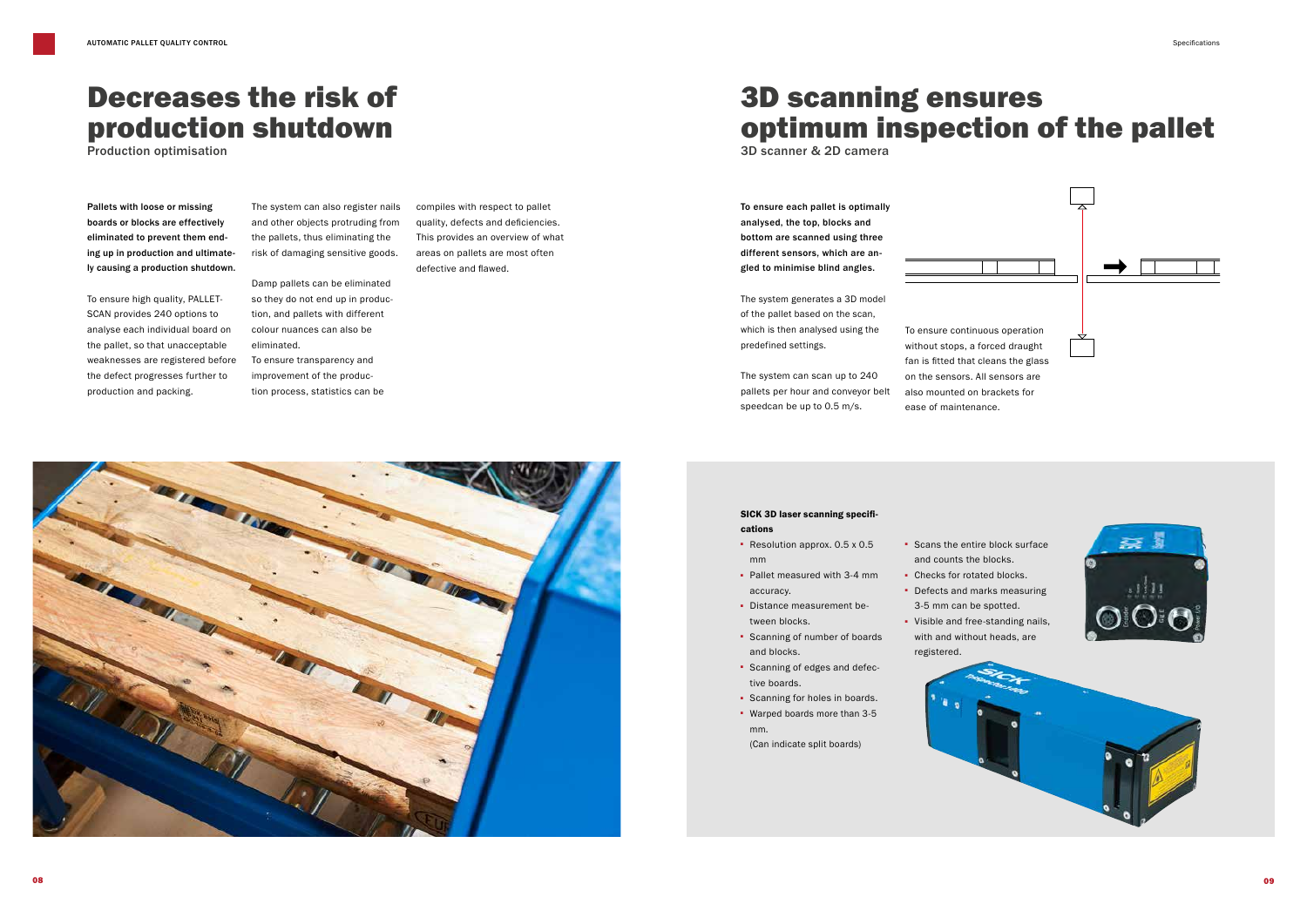# Decreases the risk of production shutdown

Production optimisation

**Pallets with loose or missing boards or blocks are effectively eliminated to prevent them ending up in production and ultimately causing a production shutdown.**

To ensure high quality, PALLETSCAN provides 240 options to analyse each individual board on the pallet, so that unacceptable weaknesses are registered before the defect progresses further to production and packing.

The system can also register nails and other objects protruding from the pallets, thus eliminating the risk of damaging sensitive goods.

Damp pallets can be eliminated so they do not end up in production, and pallets with different colour nuances can also be eliminated.

To ensure transparency and improvement of the production process, statistics can be compiles with respect to pallet quality, defects and deficiencies. This provides an overview of what areas on pallets are most often defective and flawed.

# 3D scanning ensures optimum inspection of the pallet

3D scanner & 2D camera

**To ensure each pallet is optimally analysed, the top, blocks and bottom are scanned using three different sensors, which are angled to minimise blind angles.**

The system generates a 3D model of the pallet based on the scan, which is then analysed using the predefined settings.

The system can scan up to 240 pallets per hour and conveyor belt speedcan be up to 0.5 m/s.

To ensure continuous operation without stops, a forced draught fan is fitted that cleans the glass on the sensors. All sensors are also mounted on brackets for ease of maintenance.

### SICK 3D laser scanning specifications

- Resolution approx. 0.5 x 0.5 mm
- Pallet measured with 3-4 mm accuracy.
- Distance measurement between blocks.
- Scanning of number of boards and blocks.
- Scanning of edges and defective boards.
- Scanning for holes in boards.
- Warped boards more than 3-5 mm. (Can indicate split boards)
- Scans the entire block surface and counts the blocks.
- Checks for rotated blocks.
- Defects and marks measuring 3-5 mm can be spotted.
- Visible and free-standing nails, with and without heads, are registered.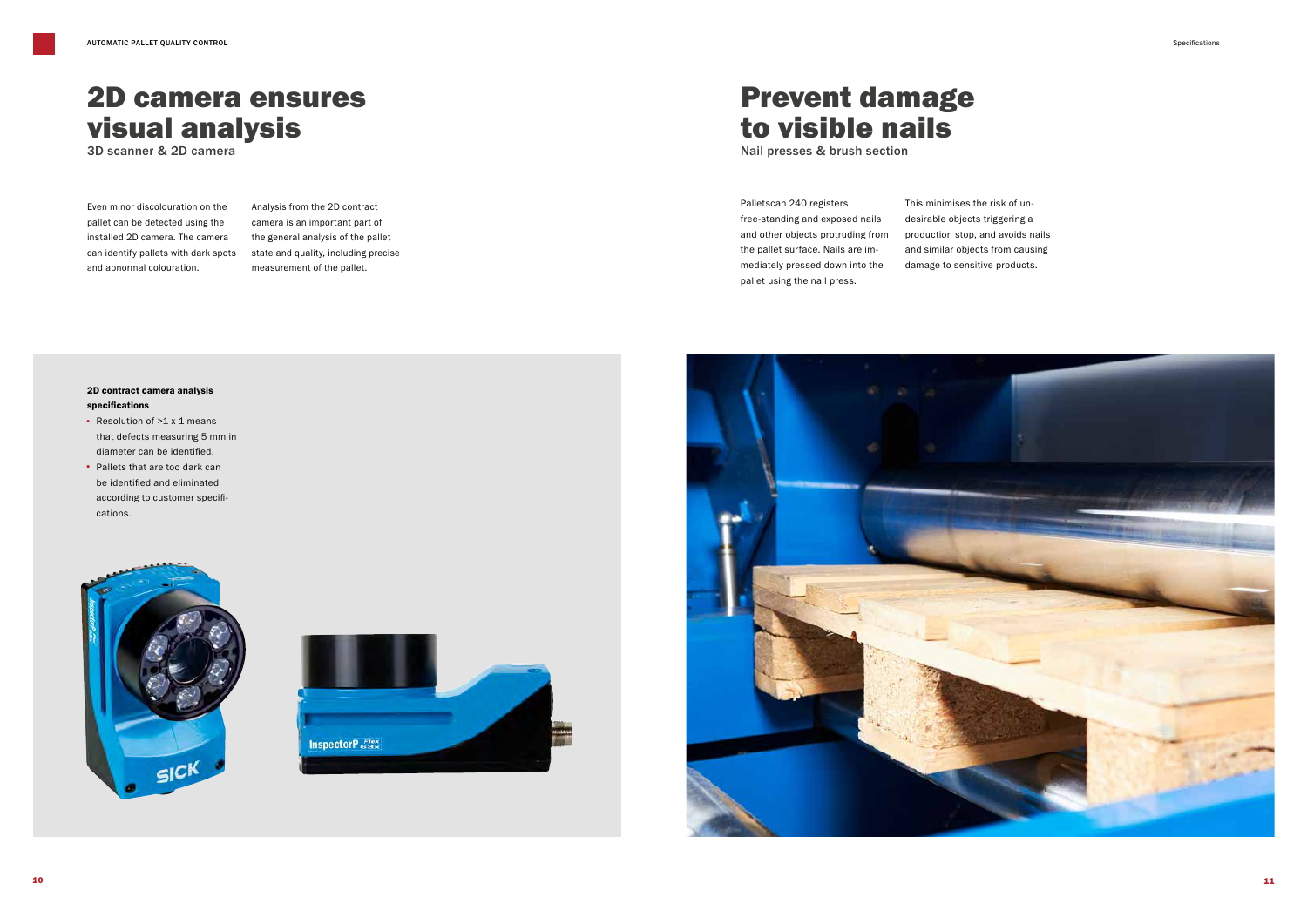# 2D camera ensures visual analysis

3D scanner & 2D camera

Even minor discolouration on the pallet can be detected using the installed 2D camera. The camera can identify pallets with dark spots and abnormal colouration.

Analysis from the 2D contract camera is an important part of the general analysis of the pallet state and quality, including precise measurement of the pallet.

**2D contract camera analysis specifications**

- Resolution of >1 x 1 means that defects measuring 5 mm in diameter can be identified.
- Pallets that are too dark can be identified and eliminated according to customer specifications.

# Prevent damage to visible nails

Nail presses & brush section

Palletscan 240 registers free-standing and exposed nails and other objects protruding from the pallet surface. Nails are immediately pressed down into the pallet using the nail press.

This minimises the risk of undesirable objects triggering a production stop, and avoids nails and similar objects from causing damage to sensitive products.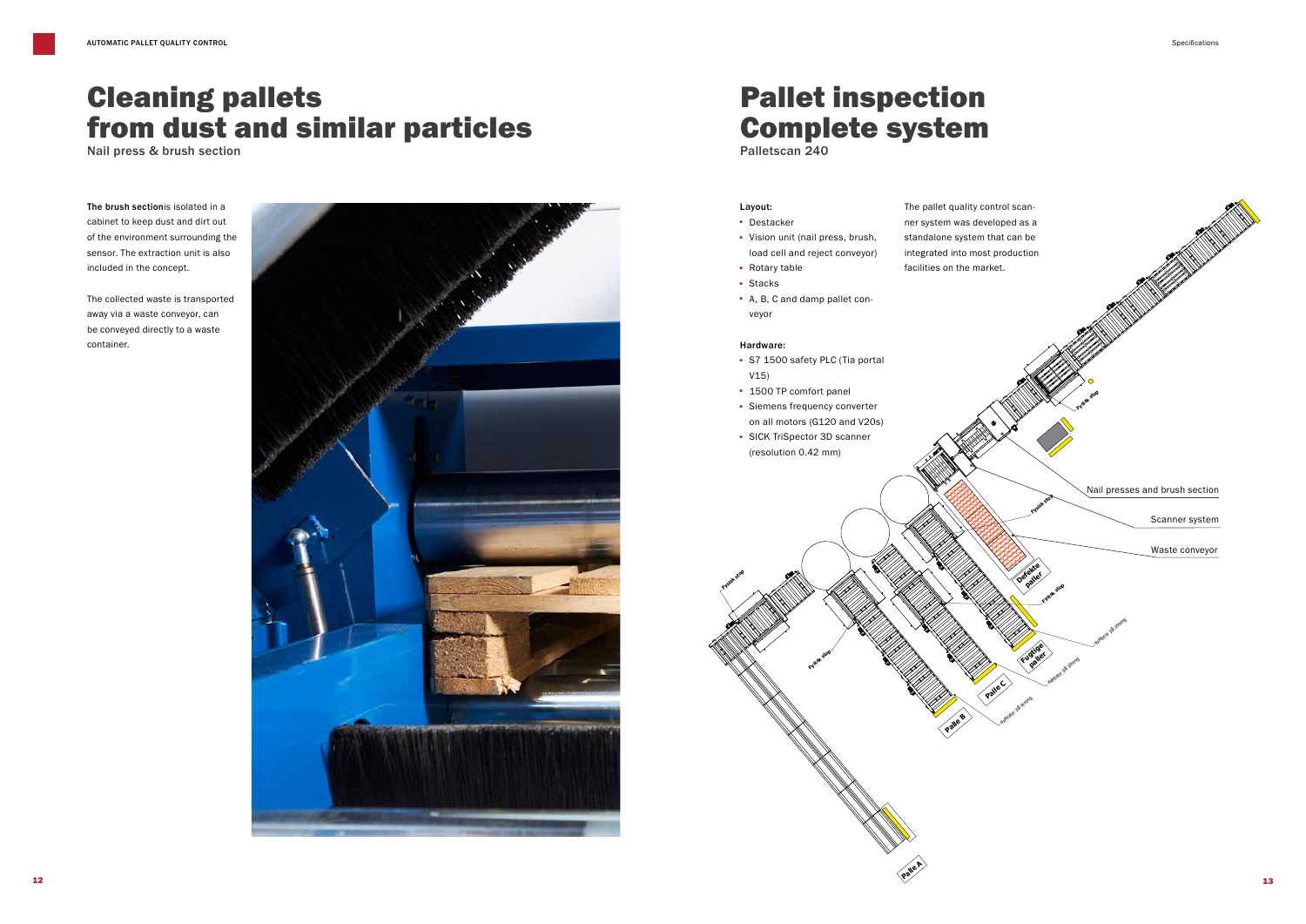# Cleaning pallets from dust and similar particles

Nail press & brush section

**The brush section**is isolated in a cabinet to keep dust and dirt out of the environment surrounding the sensor. The extraction unit is also included in the concept.

The collected waste is transported away via a waste conveyor, can be conveyed directly to a waste container.

# Pallet inspection Complete system

Palletscan 240

**Layout:**

- Destacker
- Vision unit (nail press, brush, load cell and reject conveyor)
- Rotary table
- Stacks
- A, B, C and damp pallet conveyor

**Hardware:**

- S7 1500 safety PLC (Tia portal V15)
- 1500 TP comfort panel
- Siemens frequency converter on all motors (G120 and V20s)
- SICK TriSpector 3D scanner (resolution 0.42 mm)

The pallet quality control scanner system was developed as a standalone system that can be integrated into most production facilities on the market.

Nail presses and brush section

Scanner system

Waste conveyor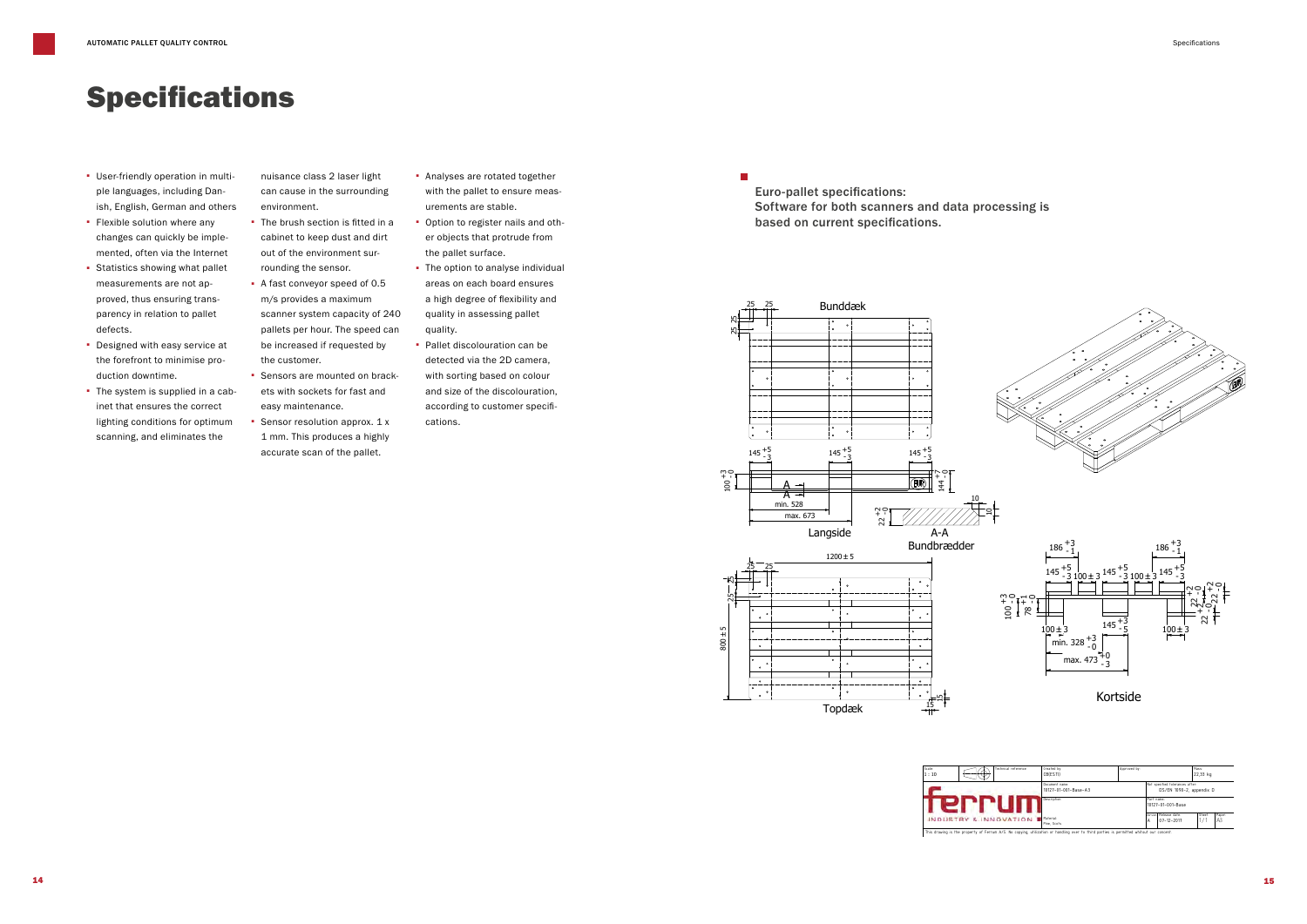# Specifications

- User-friendly operation in multiple languages, including Danish, English, German and others
- Flexible solution where any changes can quickly be implemented, often via the Internet
- Statistics showing what pallet measurements are not approved, thus ensuring transparency in relation to pallet defects.
- Designed with easy service at the forefront to minimise production downtime.
- The system is supplied in a cabinet that ensures the correct lighting conditions for optimum scanning, and eliminates the nuisance class 2 laser light can cause in the surrounding environment.
- The brush section is fitted in a cabinet to keep dust and dirt out of the environment surrounding the sensor.
- A fast conveyor speed of 0.5 m/s provides a maximum scanner system capacity of 240 pallets per hour. The speed can be increased if requested by the customer.
- Sensors are mounted on brackets with sockets for fast and easy maintenance.
- Sensor resolution approx. 1 x 1 mm. This produces a highly accurate scan of the pallet.
- Analyses are rotated together with the pallet to ensure measurements are stable.
- Option to register nails and other objects that protrude from the pallet surface.
- The option to analyse individual areas on each board ensures a high degree of flexibility and quality in assessing pallet quality.
- Pallet discolouration can be detected via the 2D camera, with sorting based on colour and size of the discolouration, according to customer specifications.

Euro-pallet specifications:
Software for both scanners and data processing is based on current specifications.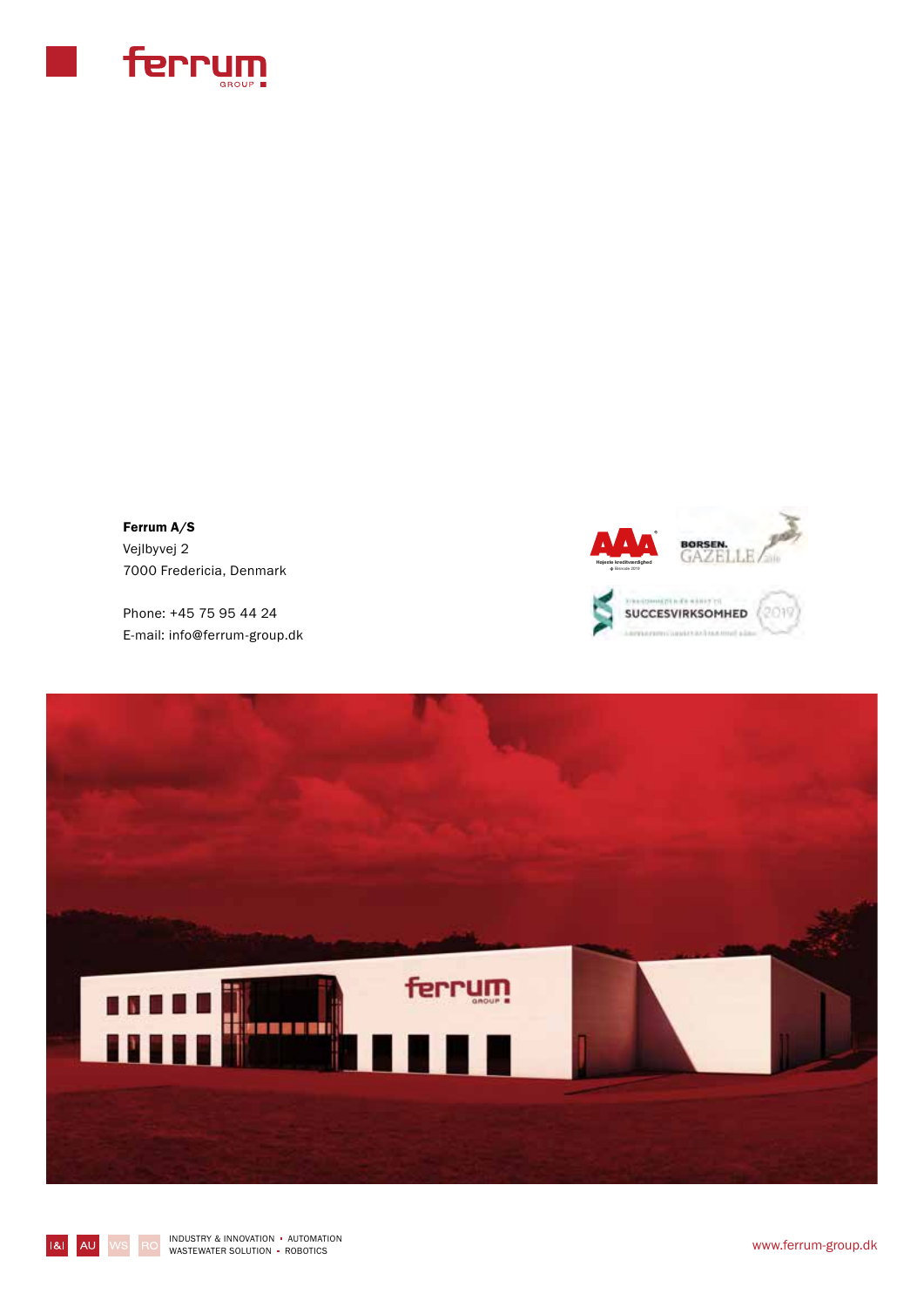**Ferrum A/S**
Vejlbyvej 2
7000 Fredericia, Denmark

Phone: +45 75 95 44 24
E-mail: info@ferrum-group.dk

I&I AU WS RO INDUSTRY & INNOVATION • AUTOMATION
WASTEWATER SOLUTION • ROBOTICS

www.ferrum-group.dk